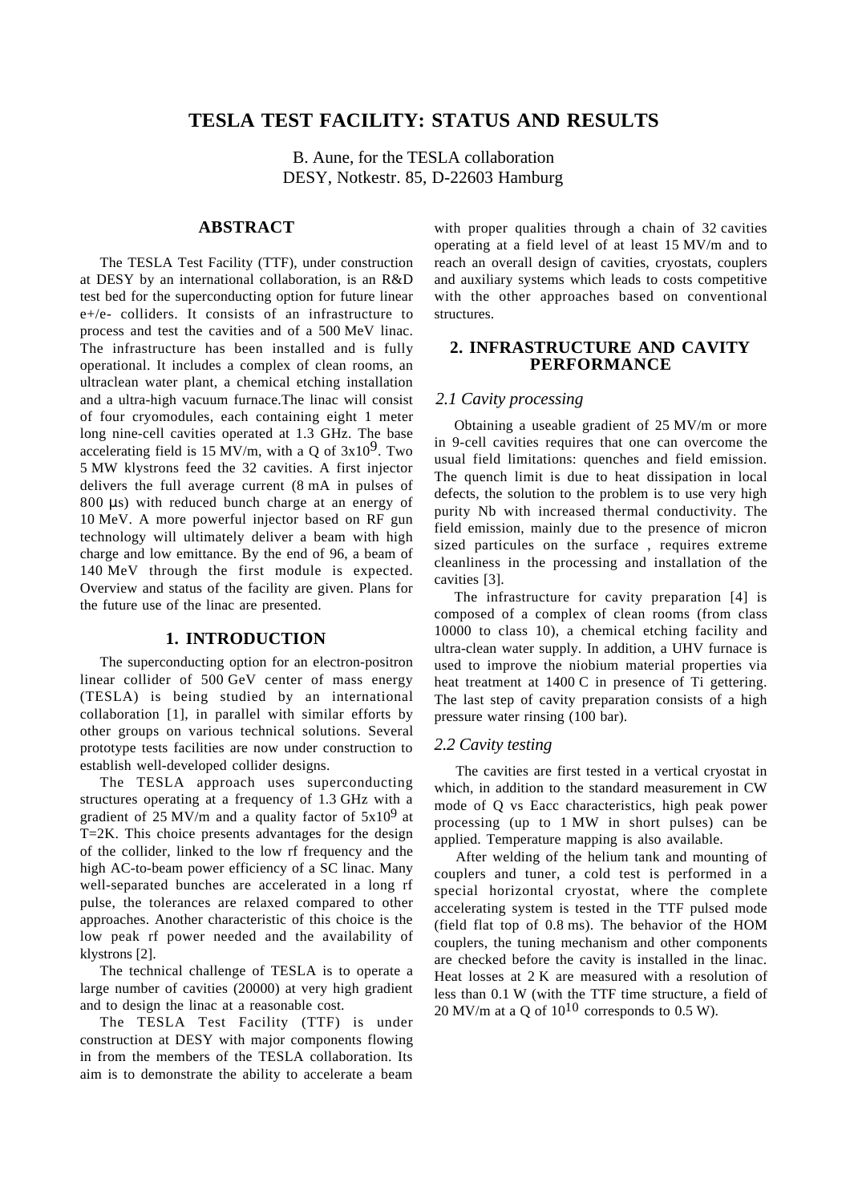# TESLA TEST FACILITY: STATUS AND RESULTS

B. Aune, for the TESLA collaboration
DESY, Notkestr. 85, D-22603 Hamburg

## ABSTRACT

The TESLA Test Facility (TTF), under construction at DESY by an international collaboration, is an R&D test bed for the superconducting option for future linear e+/e- colliders. It consists of an infrastructure to process and test the cavities and of a 500 MeV linac. The infrastructure has been installed and is fully operational. It includes a complex of clean rooms, an ultraclean water plant, a chemical etching installation and a ultra-high vacuum furnace.The linac will consist of four cryomodules, each containing eight 1 meter long nine-cell cavities operated at 1.3 GHz. The base accelerating field is 15 MV/m, with a Q of $3x10^9$. Two 5 MW klystrons feed the 32 cavities. A first injector delivers the full average current (8 mA in pulses of 800 μs) with reduced bunch charge at an energy of 10 MeV. A more powerful injector based on RF gun technology will ultimately deliver a beam with high charge and low emittance. By the end of 96, a beam of 140 MeV through the first module is expected. Overview and status of the facility are given. Plans for the future use of the linac are presented.

## 1. INTRODUCTION

The superconducting option for an electron-positron linear collider of 500 GeV center of mass energy (TESLA) is being studied by an international collaboration [1], in parallel with similar efforts by other groups on various technical solutions. Several prototype tests facilities are now under construction to establish well-developed collider designs.

The TESLA approach uses superconducting structures operating at a frequency of 1.3 GHz with a gradient of 25 MV/m and a quality factor of $5x10^9$ at T=2K. This choice presents advantages for the design of the collider, linked to the low rf frequency and the high AC-to-beam power efficiency of a SC linac. Many well-separated bunches are accelerated in a long rf pulse, the tolerances are relaxed compared to other approaches. Another characteristic of this choice is the low peak rf power needed and the availability of klystrons [2].

The technical challenge of TESLA is to operate a large number of cavities (20000) at very high gradient and to design the linac at a reasonable cost.

The TESLA Test Facility (TTF) is under construction at DESY with major components flowing in from the members of the TESLA collaboration. Its aim is to demonstrate the ability to accelerate a beam with proper qualities through a chain of 32 cavities operating at a field level of at least 15 MV/m and to reach an overall design of cavities, cryostats, couplers and auxiliary systems which leads to costs competitive with the other approaches based on conventional structures.

## 2. INFRASTRUCTURE AND CAVITY PERFORMANCE

### *2.1 Cavity processing*

Obtaining a useable gradient of 25 MV/m or more in 9-cell cavities requires that one can overcome the usual field limitations: quenches and field emission. The quench limit is due to heat dissipation in local defects, the solution to the problem is to use very high purity Nb with increased thermal conductivity. The field emission, mainly due to the presence of micron sized particules on the surface , requires extreme cleanliness in the processing and installation of the cavities [3].

The infrastructure for cavity preparation [4] is composed of a complex of clean rooms (from class 10000 to class 10), a chemical etching facility and ultra-clean water supply. In addition, a UHV furnace is used to improve the niobium material properties via heat treatment at 1400 C in presence of Ti gettering. The last step of cavity preparation consists of a high pressure water rinsing (100 bar).

### *2.2 Cavity testing*

The cavities are first tested in a vertical cryostat in which, in addition to the standard measurement in CW mode of Q vs Eacc characteristics, high peak power processing (up to 1 MW in short pulses) can be applied. Temperature mapping is also available.

After welding of the helium tank and mounting of couplers and tuner, a cold test is performed in a special horizontal cryostat, where the complete accelerating system is tested in the TTF pulsed mode (field flat top of 0.8 ms). The behavior of the HOM couplers, the tuning mechanism and other components are checked before the cavity is installed in the linac. Heat losses at 2 K are measured with a resolution of less than 0.1 W (with the TTF time structure, a field of 20 MV/m at a Q of $10^{10}$ corresponds to 0.5 W).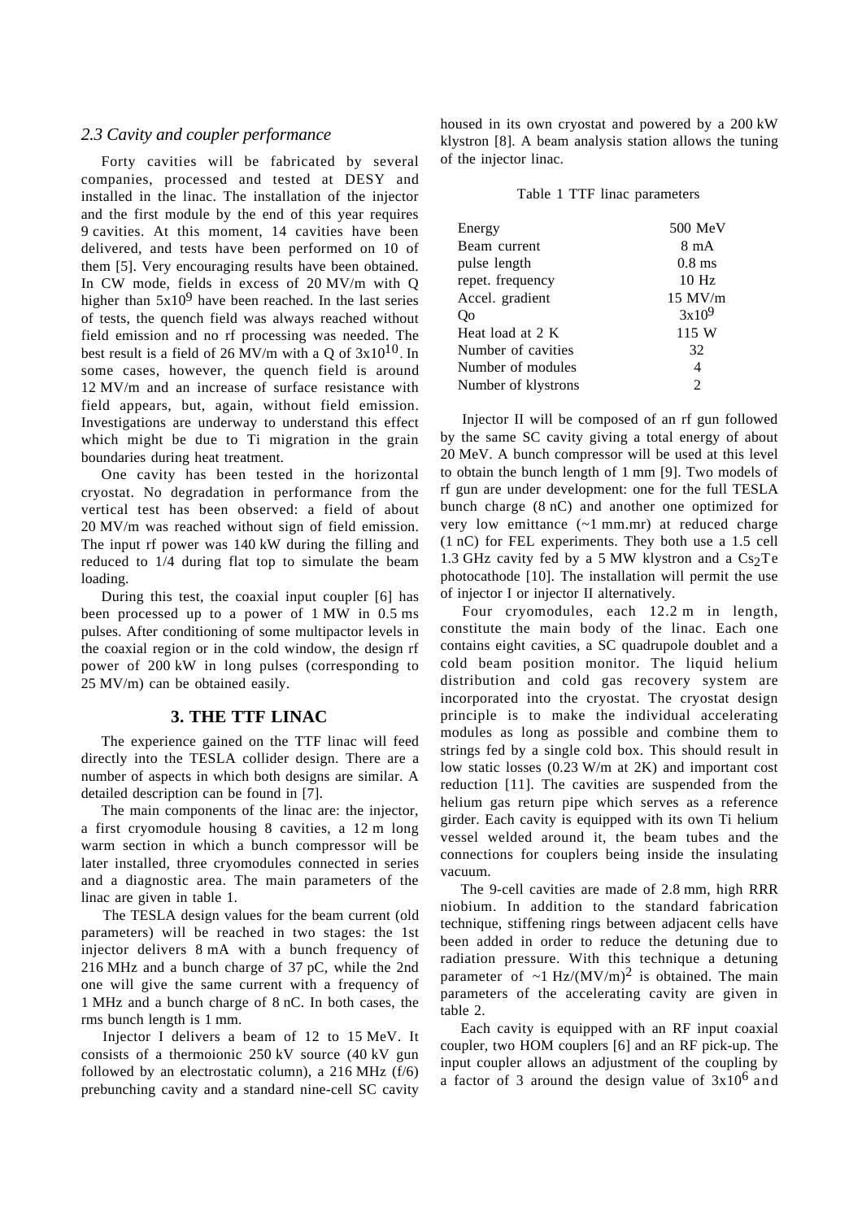### *2.3 Cavity and coupler performance*

Forty cavities will be fabricated by several companies, processed and tested at DESY and installed in the linac. The installation of the injector and the first module by the end of this year requires 9 cavities. At this moment, 14 cavities have been delivered, and tests have been performed on 10 of them [5]. Very encouraging results have been obtained. In CW mode, fields in excess of 20 MV/m with Q higher than $5x10^9$ have been reached. In the last series of tests, the quench field was always reached without field emission and no rf processing was needed. The best result is a field of 26 MV/m with a Q of $3x10^{10}$. In some cases, however, the quench field is around 12 MV/m and an increase of surface resistance with field appears, but, again, without field emission. Investigations are underway to understand this effect which might be due to Ti migration in the grain boundaries during heat treatment.

One cavity has been tested in the horizontal cryostat. No degradation in performance from the vertical test has been observed: a field of about 20 MV/m was reached without sign of field emission. The input rf power was 140 kW during the filling and reduced to 1/4 during flat top to simulate the beam loading.

During this test, the coaxial input coupler [6] has been processed up to a power of 1 MW in 0.5 ms pulses. After conditioning of some multipactor levels in the coaxial region or in the cold window, the design rf power of 200 kW in long pulses (corresponding to 25 MV/m) can be obtained easily.

## 3. THE TTF LINAC

The experience gained on the TTF linac will feed directly into the TESLA collider design. There are a number of aspects in which both designs are similar. A detailed description can be found in [7].

The main components of the linac are: the injector, a first cryomodule housing 8 cavities, a 12 m long warm section in which a bunch compressor will be later installed, three cryomodules connected in series and a diagnostic area. The main parameters of the linac are given in table 1.

The TESLA design values for the beam current (old parameters) will be reached in two stages: the 1st injector delivers 8 mA with a bunch frequency of 216 MHz and a bunch charge of 37 pC, while the 2nd one will give the same current with a frequency of 1 MHz and a bunch charge of 8 nC. In both cases, the rms bunch length is 1 mm.

Injector I delivers a beam of 12 to 15 MeV. It consists of a thermoionic 250 kV source (40 kV gun followed by an electrostatic column), a 216 MHz (f/6) prebunching cavity and a standard nine-cell SC cavity housed in its own cryostat and powered by a 200 kW klystron [8]. A beam analysis station allows the tuning of the injector linac.

Table 1 TTF linac parameters

| | |
|---|---|
| Energy | 500 MeV |
| Beam current | 8 mA |
| pulse length | 0.8 ms |
| repet. frequency | 10 Hz |
| Accel. gradient | 15 MV/m |
| Qo | $3x10^9$ |
| Heat load at 2 K | 115 W |
| Number of cavities | 32 |
| Number of modules | 4 |
| Number of klystrons | 2 |

Injector II will be composed of an rf gun followed by the same SC cavity giving a total energy of about 20 MeV. A bunch compressor will be used at this level to obtain the bunch length of 1 mm [9]. Two models of rf gun are under development: one for the full TESLA bunch charge (8 nC) and another one optimized for very low emittance (~1 mm.mr) at reduced charge (1 nC) for FEL experiments. They both use a 1.5 cell 1.3 GHz cavity fed by a 5 MW klystron and a $Cs_2Te$ photocathode [10]. The installation will permit the use of injector I or injector II alternatively.

Four cryomodules, each 12.2 m in length, constitute the main body of the linac. Each one contains eight cavities, a SC quadrupole doublet and a cold beam position monitor. The liquid helium distribution and cold gas recovery system are incorporated into the cryostat. The cryostat design principle is to make the individual accelerating modules as long as possible and combine them to strings fed by a single cold box. This should result in low static losses (0.23 W/m at 2K) and important cost reduction [11]. The cavities are suspended from the helium gas return pipe which serves as a reference girder. Each cavity is equipped with its own Ti helium vessel welded around it, the beam tubes and the connections for couplers being inside the insulating vacuum.

The 9-cell cavities are made of 2.8 mm, high RRR niobium. In addition to the standard fabrication technique, stiffening rings between adjacent cells have been added in order to reduce the detuning due to radiation pressure. With this technique a detuning parameter of ~1 $Hz/(MV/m)^2$ is obtained. The main parameters of the accelerating cavity are given in table 2.

Each cavity is equipped with an RF input coaxial coupler, two HOM couplers [6] and an RF pick-up. The input coupler allows an adjustment of the coupling by a factor of 3 around the design value of $3x10^6$ and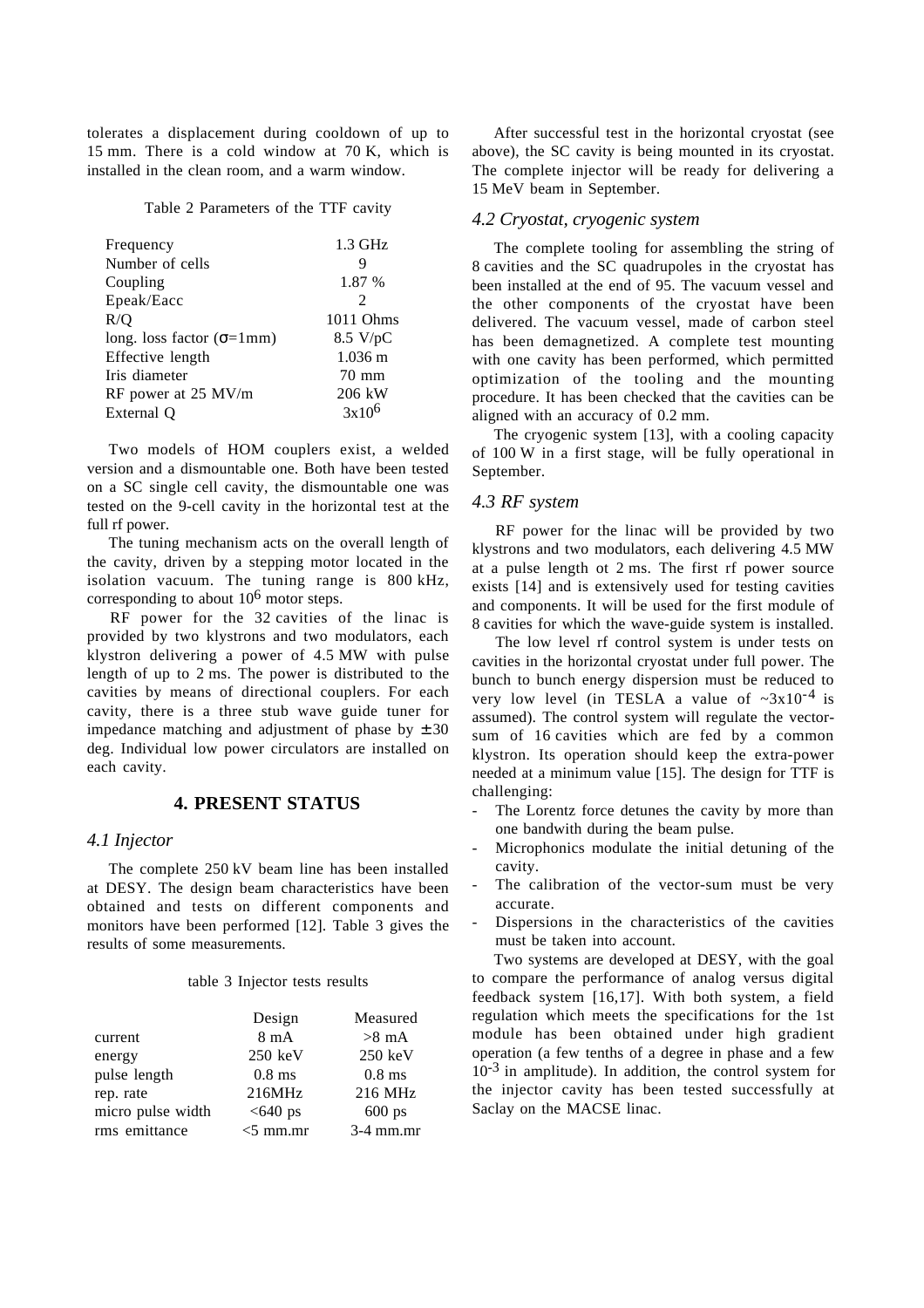tolerates a displacement during cooldown of up to 15 mm. There is a cold window at 70 K, which is installed in the clean room, and a warm window.

Table 2 Parameters of the TTF cavity

| | |
|---|---|
| Frequency | 1.3 GHz |
| Number of cells | 9 |
| Coupling | 1.87 % |
| Epeak/Eacc | 2 |
| R/Q | 1011 Ohms |
| long. loss factor ($\sigma$=1mm) | 8.5 V/pC |
| Effective length | 1.036 m |
| Iris diameter | 70 mm |
| RF power at 25 MV/m | 206 kW |
| External Q | $3 \times 10^6$ |

Two models of HOM couplers exist, a welded version and a dismountable one. Both have been tested on a SC single cell cavity, the dismountable one was tested on the 9-cell cavity in the horizontal test at the full rf power.

The tuning mechanism acts on the overall length of the cavity, driven by a stepping motor located in the isolation vacuum. The tuning range is 800 kHz, corresponding to about $10^6$ motor steps.

RF power for the 32 cavities of the linac is provided by two klystrons and two modulators, each klystron delivering a power of 4.5 MW with pulse length of up to 2 ms. The power is distributed to the cavities by means of directional couplers. For each cavity, there is a three stub wave guide tuner for impedance matching and adjustment of phase by $\pm 30$ deg. Individual low power circulators are installed on each cavity.

## 4. PRESENT STATUS

### *4.1 Injector*

The complete 250 kV beam line has been installed at DESY. The design beam characteristics have been obtained and tests on different components and monitors have been performed [12]. Table 3 gives the results of some measurements.

table 3 Injector tests results

| | Design | Measured |
|---|---|---|
| current | 8 mA | >8 mA |
| energy | 250 keV | 250 keV |
| pulse length | 0.8 ms | 0.8 ms |
| rep. rate | 216MHz | 216 MHz |
| micro pulse width | <640 ps | 600 ps |
| rms emittance | <5 mm.mr | 3-4 mm.mr |

After successful test in the horizontal cryostat (see above), the SC cavity is being mounted in its cryostat. The complete injector will be ready for delivering a 15 MeV beam in September.

### *4.2 Cryostat, cryogenic system*

The complete tooling for assembling the string of 8 cavities and the SC quadrupoles in the cryostat has been installed at the end of 95. The vacuum vessel and the other components of the cryostat have been delivered. The vacuum vessel, made of carbon steel has been demagnetized. A complete test mounting with one cavity has been performed, which permitted optimization of the tooling and the mounting procedure. It has been checked that the cavities can be aligned with an accuracy of 0.2 mm.

The cryogenic system [13], with a cooling capacity of 100 W in a first stage, will be fully operational in September.

### *4.3 RF system*

RF power for the linac will be provided by two klystrons and two modulators, each delivering 4.5 MW at a pulse length ot 2 ms. The first rf power source exists [14] and is extensively used for testing cavities and components. It will be used for the first module of 8 cavities for which the wave-guide system is installed.

The low level rf control system is under tests on cavities in the horizontal cryostat under full power. The bunch to bunch energy dispersion must be reduced to very low level (in TESLA a value of $\sim 3 \times 10^{-4}$ is assumed). The control system will regulate the vector-sum of 16 cavities which are fed by a common klystron. Its operation should keep the extra-power needed at a minimum value [15]. The design for TTF is challenging:

- The Lorentz force detunes the cavity by more than one bandwith during the beam pulse.
- Microphonics modulate the initial detuning of the cavity.
- The calibration of the vector-sum must be very accurate.
- Dispersions in the characteristics of the cavities must be taken into account.

Two systems are developed at DESY, with the goal to compare the performance of analog versus digital feedback system [16,17]. With both system, a field regulation which meets the specifications for the 1st module has been obtained under high gradient operation (a few tenths of a degree in phase and a few $10^{-3}$ in amplitude). In addition, the control system for the injector cavity has been tested successfully at Saclay on the MACSE linac.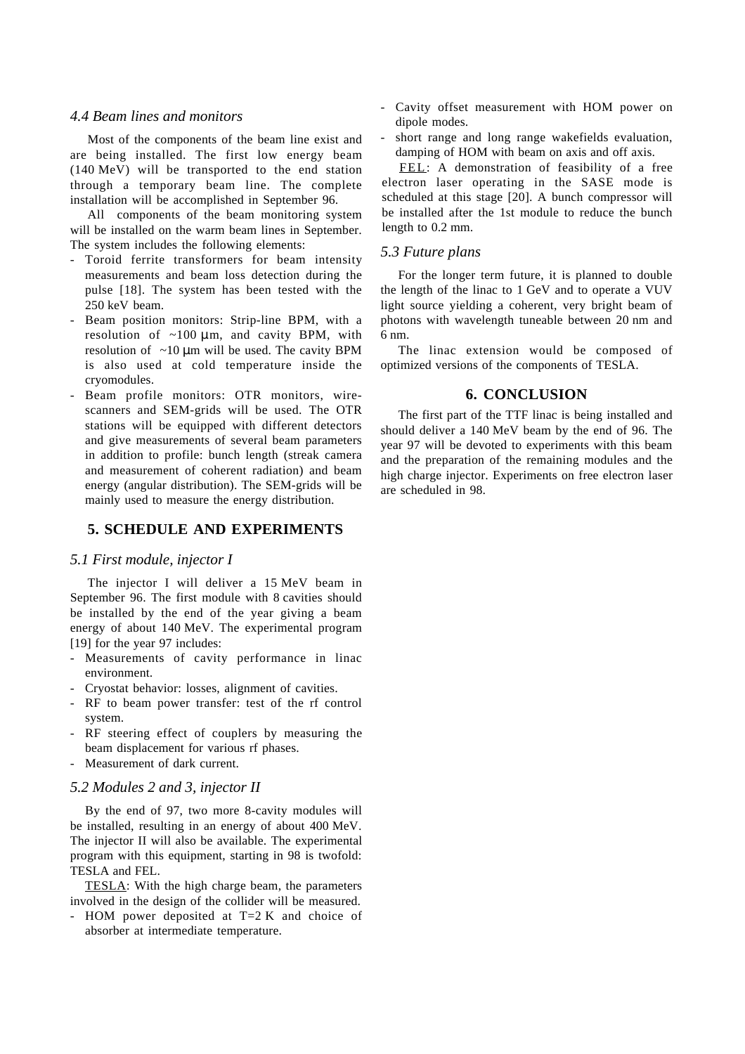### 4.4 Beam lines and monitors

Most of the components of the beam line exist and are being installed. The first low energy beam (140 MeV) will be transported to the end station through a temporary beam line. The complete installation will be accomplished in September 96.

All components of the beam monitoring system will be installed on the warm beam lines in September. The system includes the following elements:

- Toroid ferrite transformers for beam intensity measurements and beam loss detection during the pulse [18]. The system has been tested with the 250 keV beam.
- Beam position monitors: Strip-line BPM, with a resolution of ~100 μm, and cavity BPM, with resolution of ~10 μm will be used. The cavity BPM is also used at cold temperature inside the cryomodules.
- Beam profile monitors: OTR monitors, wire-scanners and SEM-grids will be used. The OTR stations will be equipped with different detectors and give measurements of several beam parameters in addition to profile: bunch length (streak camera and measurement of coherent radiation) and beam energy (angular distribution). The SEM-grids will be mainly used to measure the energy distribution.

## 5. SCHEDULE AND EXPERIMENTS

### 5.1 First module, injector I

The injector I will deliver a 15 MeV beam in September 96. The first module with 8 cavities should be installed by the end of the year giving a beam energy of about 140 MeV. The experimental program [19] for the year 97 includes:

- Measurements of cavity performance in linac environment.
- Cryostat behavior: losses, alignment of cavities.
- RF to beam power transfer: test of the rf control system.
- RF steering effect of couplers by measuring the beam displacement for various rf phases.
- Measurement of dark current.

### 5.2 Modules 2 and 3, injector II

By the end of 97, two more 8-cavity modules will be installed, resulting in an energy of about 400 MeV. The injector II will also be available. The experimental program with this equipment, starting in 98 is twofold: TESLA and FEL.

TESLA: With the high charge beam, the parameters involved in the design of the collider will be measured.

- HOM power deposited at T=2 K and choice of absorber at intermediate temperature.
- Cavity offset measurement with HOM power on dipole modes.
- short range and long range wakefields evaluation, damping of HOM with beam on axis and off axis.

FEL: A demonstration of feasibility of a free electron laser operating in the SASE mode is scheduled at this stage [20]. A bunch compressor will be installed after the 1st module to reduce the bunch length to 0.2 mm.

### 5.3 Future plans

For the longer term future, it is planned to double the length of the linac to 1 GeV and to operate a VUV light source yielding a coherent, very bright beam of photons with wavelength tuneable between 20 nm and 6 nm.

The linac extension would be composed of optimized versions of the components of TESLA.

## 6. CONCLUSION

The first part of the TTF linac is being installed and should deliver a 140 MeV beam by the end of 96. The year 97 will be devoted to experiments with this beam and the preparation of the remaining modules and the high charge injector. Experiments on free electron laser are scheduled in 98.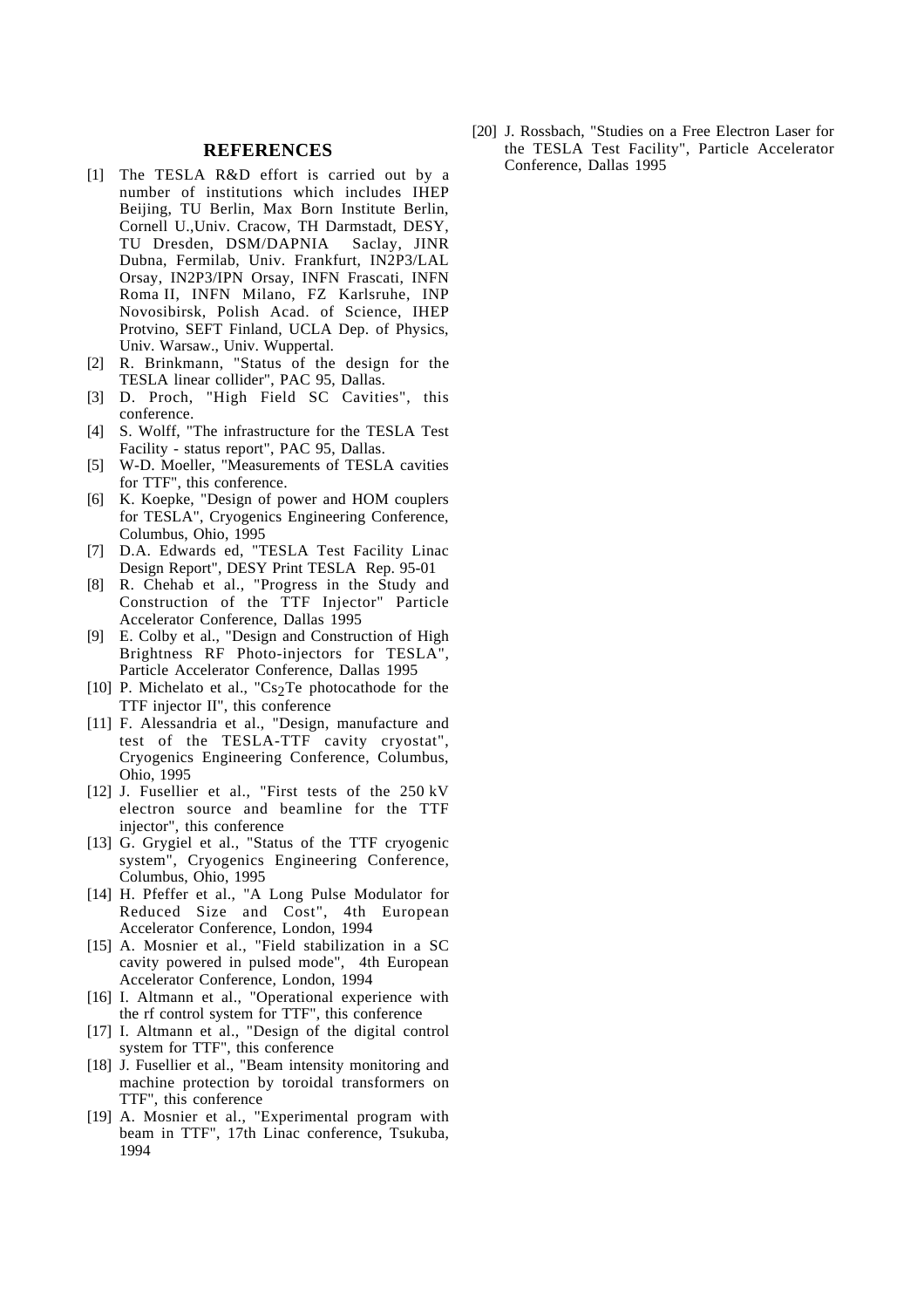## REFERENCES

[1] The TESLA R&D effort is carried out by a number of institutions which includes IHEP Beijing, TU Berlin, Max Born Institute Berlin, Cornell U.,Univ. Cracow, TH Darmstadt, DESY, TU Dresden, DSM/DAPNIA Saclay, JINR Dubna, Fermilab, Univ. Frankfurt, IN2P3/LAL Orsay, IN2P3/IPN Orsay, INFN Frascati, INFN Roma II, INFN Milano, FZ Karlsruhe, INP Novosibirsk, Polish Acad. of Science, IHEP Protvino, SEFT Finland, UCLA Dep. of Physics, Univ. Warsaw., Univ. Wuppertal.

[2] R. Brinkmann, "Status of the design for the TESLA linear collider", PAC 95, Dallas.

[3] D. Proch, "High Field SC Cavities", this conference.

[4] S. Wolff, "The infrastructure for the TESLA Test Facility - status report", PAC 95, Dallas.

[5] W-D. Moeller, "Measurements of TESLA cavities for TTF", this conference.

[6] K. Koepke, "Design of power and HOM couplers for TESLA", Cryogenics Engineering Conference, Columbus, Ohio, 1995

[7] D.A. Edwards ed, "TESLA Test Facility Linac Design Report", DESY Print TESLA Rep. 95-01

[8] R. Chehab et al., "Progress in the Study and Construction of the TTF Injector" Particle Accelerator Conference, Dallas 1995

[9] E. Colby et al., "Design and Construction of High Brightness RF Photo-injectors for TESLA", Particle Accelerator Conference, Dallas 1995

[10] P. Michelato et al., "$Cs_2Te$ photocathode for the TTF injector II", this conference

[11] F. Alessandria et al., "Design, manufacture and test of the TESLA-TTF cavity cryostat", Cryogenics Engineering Conference, Columbus, Ohio, 1995

[12] J. Fusellier et al., "First tests of the 250 kV electron source and beamline for the TTF injector", this conference

[13] G. Grygiel et al., "Status of the TTF cryogenic system", Cryogenics Engineering Conference, Columbus, Ohio, 1995

[14] H. Pfeffer et al., "A Long Pulse Modulator for Reduced Size and Cost", 4th European Accelerator Conference, London, 1994

[15] A. Mosnier et al., "Field stabilization in a SC cavity powered in pulsed mode", 4th European Accelerator Conference, London, 1994

[16] I. Altmann et al., "Operational experience with the rf control system for TTF", this conference

[17] I. Altmann et al., "Design of the digital control system for TTF", this conference

[18] J. Fusellier et al., "Beam intensity monitoring and machine protection by toroidal transformers on TTF", this conference

[19] A. Mosnier et al., "Experimental program with beam in TTF", 17th Linac conference, Tsukuba, 1994

[20] J. Rossbach, "Studies on a Free Electron Laser for the TESLA Test Facility", Particle Accelerator Conference, Dallas 1995